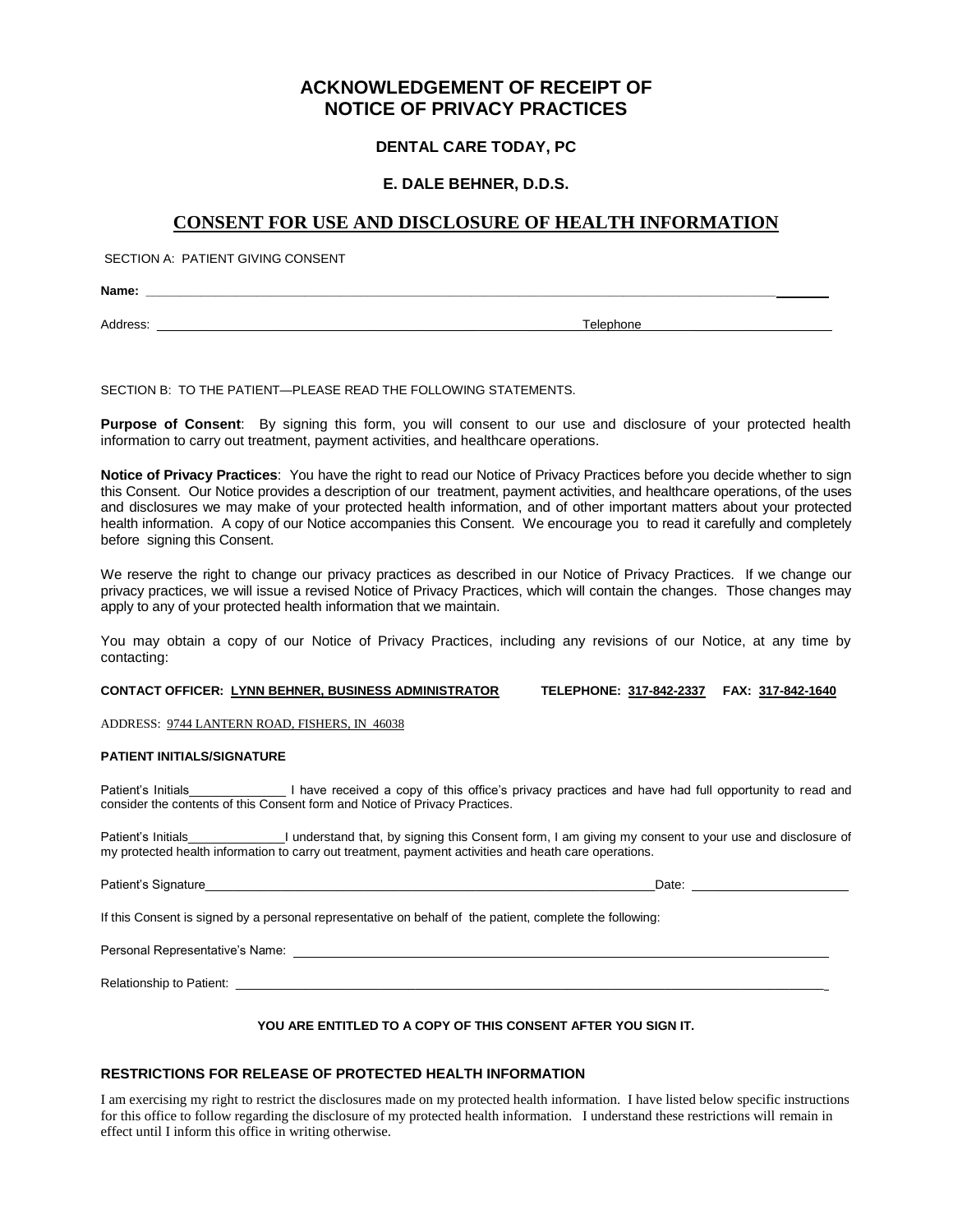# ACKNOWLEDGEMENT OF RECEIPT OF NOTICE OF PRIVACY PRACTICES

### DENTAL CARE TODAY, PC

### E. DALE BEHNER, D.D.S.

## CONSENT FOR USE AND DISCLOSURE OF HEALTH INFORMATION

SECTION A: PATIENT GIVING CONSENT

**Name:** ______________________________________________________________________________

Address: ____________________________________________________ Telephone ____________________

SECTION B: TO THE PATIENT—PLEASE READ THE FOLLOWING STATEMENTS.

**Purpose of Consent**: By signing this form, you will consent to our use and disclosure of your protected health information to carry out treatment, payment activities, and healthcare operations.

**Notice of Privacy Practices**: You have the right to read our Notice of Privacy Practices before you decide whether to sign this Consent. Our Notice provides a description of our treatment, payment activities, and healthcare operations, of the uses and disclosures we may make of your protected health information, and of other important matters about your protected health information. A copy of our Notice accompanies this Consent. We encourage you to read it carefully and completely before signing this Consent.

We reserve the right to change our privacy practices as described in our Notice of Privacy Practices. If we change our privacy practices, we will issue a revised Notice of Privacy Practices, which will contain the changes. Those changes may apply to any of your protected health information that we maintain.

You may obtain a copy of our Notice of Privacy Practices, including any revisions of our Notice, at any time by contacting:

**CONTACT OFFICER: LYNN BEHNER, BUSINESS ADMINISTRATOR TELEPHONE: 317-842-2337 FAX: 317-842-1640**

ADDRESS: 9744 LANTERN ROAD, FISHERS, IN 46038

**PATIENT INITIALS/SIGNATURE**

Patient's Initials______________ I have received a copy of this office's privacy practices and have had full opportunity to read and consider the contents of this Consent form and Notice of Privacy Practices.

Patient's Initials______________I understand that, by signing this Consent form, I am giving my consent to your use and disclosure of my protected health information to carry out treatment, payment activities and heath care operations.

Patient's Signature______________________________________________________Date: ____________________

If this Consent is signed by a personal representative on behalf of the patient, complete the following:

Personal Representative's Name: ____________________________________________________________

Relationship to Patient: ___________________________________________________________________

**YOU ARE ENTITLED TO A COPY OF THIS CONSENT AFTER YOU SIGN IT.**

**RESTRICTIONS FOR RELEASE OF PROTECTED HEALTH INFORMATION**

I am exercising my right to restrict the disclosures made on my protected health information. I have listed below specific instructions for this office to follow regarding the disclosure of my protected health information. I understand these restrictions will remain in effect until I inform this office in writing otherwise.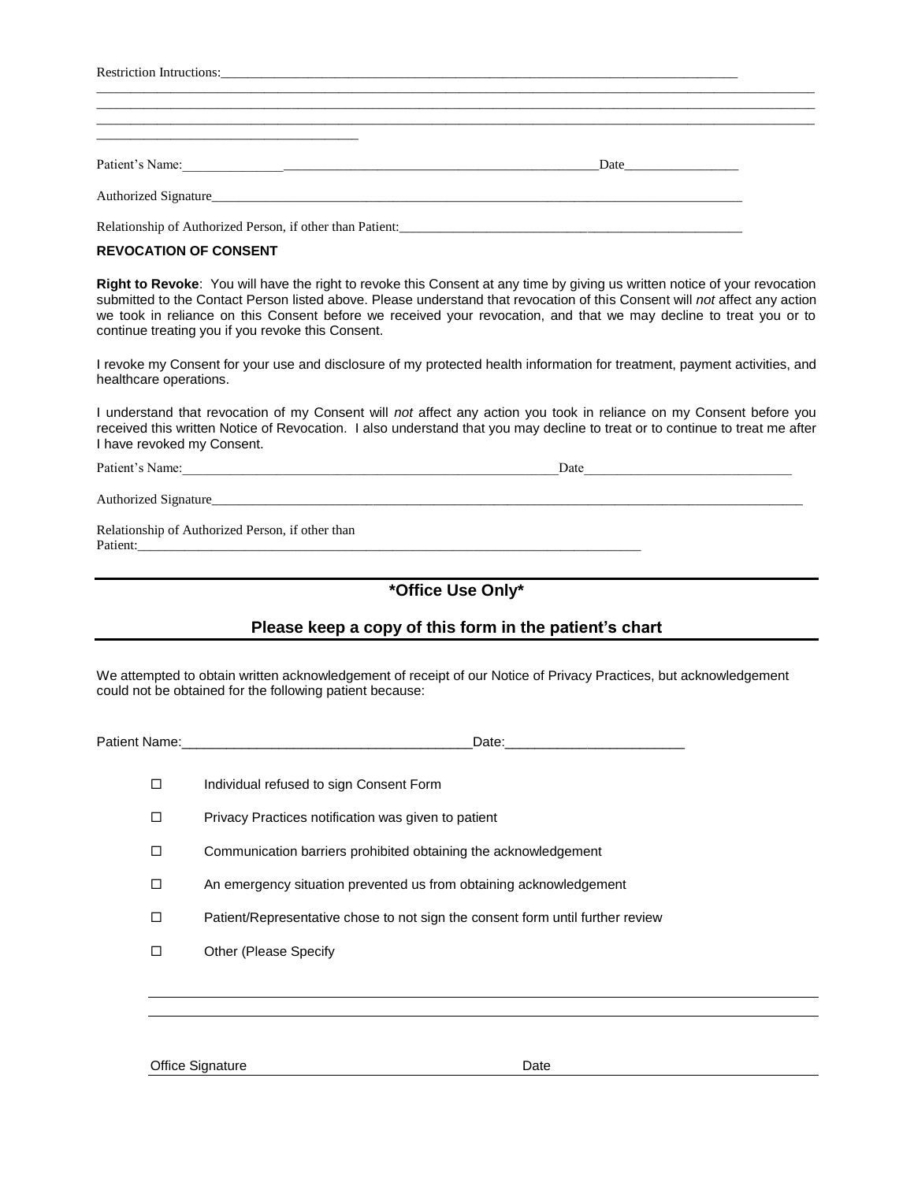Restriction Intructions:_______________________________________________________________________________
________________________________________________________________________________________________________
________________________________________________________________________________________________________
________________________________________________________________________________________________________
_____________________________________

Patient's Name:________________________________________________________________Date_________________

Authorized Signature__________________________________________________________________________________

Relationship of Authorized Person, if other than Patient:_____________________________________________________

**REVOCATION OF CONSENT**

**Right to Revoke**: You will have the right to revoke this Consent at any time by giving us written notice of your revocation submitted to the Contact Person listed above. Please understand that revocation of this Consent will *not* affect any action we took in reliance on this Consent before we received your revocation, and that we may decline to treat you or to continue treating you if you revoke this Consent.

I revoke my Consent for your use and disclosure of my protected health information for treatment, payment activities, and healthcare operations.

I understand that revocation of my Consent will *not* affect any action you took in reliance on my Consent before you received this written Notice of Revocation. I also understand that you may decline to treat or to continue to treat me after I have revoked my Consent.

Patient's Name:____________________________________________________________Date______________________________

Authorized Signature__________________________________________________________________________________________

Relationship of Authorized Person, if other than Patient:__________________________________________________________________________

## *Office Use Only*

## Please keep a copy of this form in the patient's chart

We attempted to obtain written acknowledgement of receipt of our Notice of Privacy Practices, but acknowledgement could not be obtained for the following patient because:

Patient Name:_______________________________________Date:________________________

- ☐ Individual refused to sign Consent Form
- ☐ Privacy Practices notification was given to patient
- ☐ Communication barriers prohibited obtaining the acknowledgement
- ☐ An emergency situation prevented us from obtaining acknowledgement
- ☐ Patient/Representative chose to not sign the consent form until further review
- ☐ Other (Please Specify

________________________________________________________________________________

________________________________________________________________________________

Office Signature ______________________________ Date ______________________________